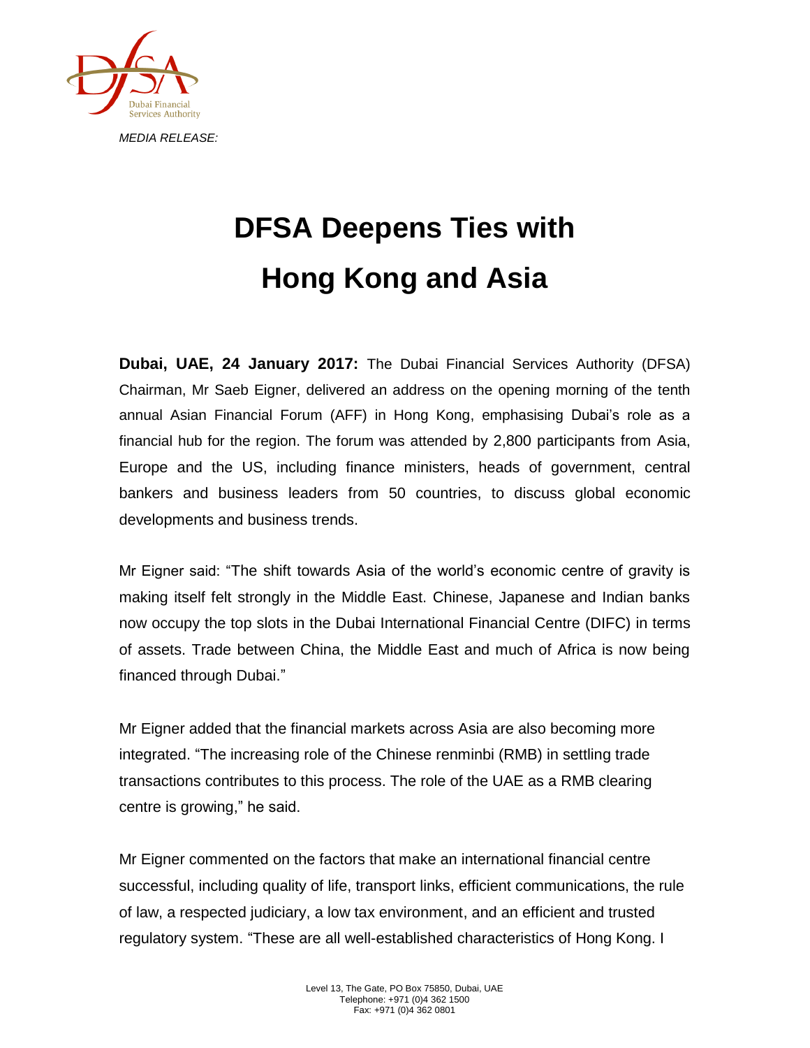*MEDIA RELEASE:*

# DFSA Deepens Ties with Hong Kong and Asia

**Dubai, UAE, 24 January 2017:** The Dubai Financial Services Authority (DFSA) Chairman, Mr Saeb Eigner, delivered an address on the opening morning of the tenth annual Asian Financial Forum (AFF) in Hong Kong, emphasising Dubai's role as a financial hub for the region. The forum was attended by 2,800 participants from Asia, Europe and the US, including finance ministers, heads of government, central bankers and business leaders from 50 countries, to discuss global economic developments and business trends.

Mr Eigner said: "The shift towards Asia of the world's economic centre of gravity is making itself felt strongly in the Middle East. Chinese, Japanese and Indian banks now occupy the top slots in the Dubai International Financial Centre (DIFC) in terms of assets. Trade between China, the Middle East and much of Africa is now being financed through Dubai."

Mr Eigner added that the financial markets across Asia are also becoming more integrated. "The increasing role of the Chinese renminbi (RMB) in settling trade transactions contributes to this process. The role of the UAE as a RMB clearing centre is growing," he said.

Mr Eigner commented on the factors that make an international financial centre successful, including quality of life, transport links, efficient communications, the rule of law, a respected judiciary, a low tax environment, and an efficient and trusted regulatory system. "These are all well-established characteristics of Hong Kong. I

Level 13, The Gate, PO Box 75850, Dubai, UAE
Telephone: +971 (0)4 362 1500
Fax: +971 (0)4 362 0801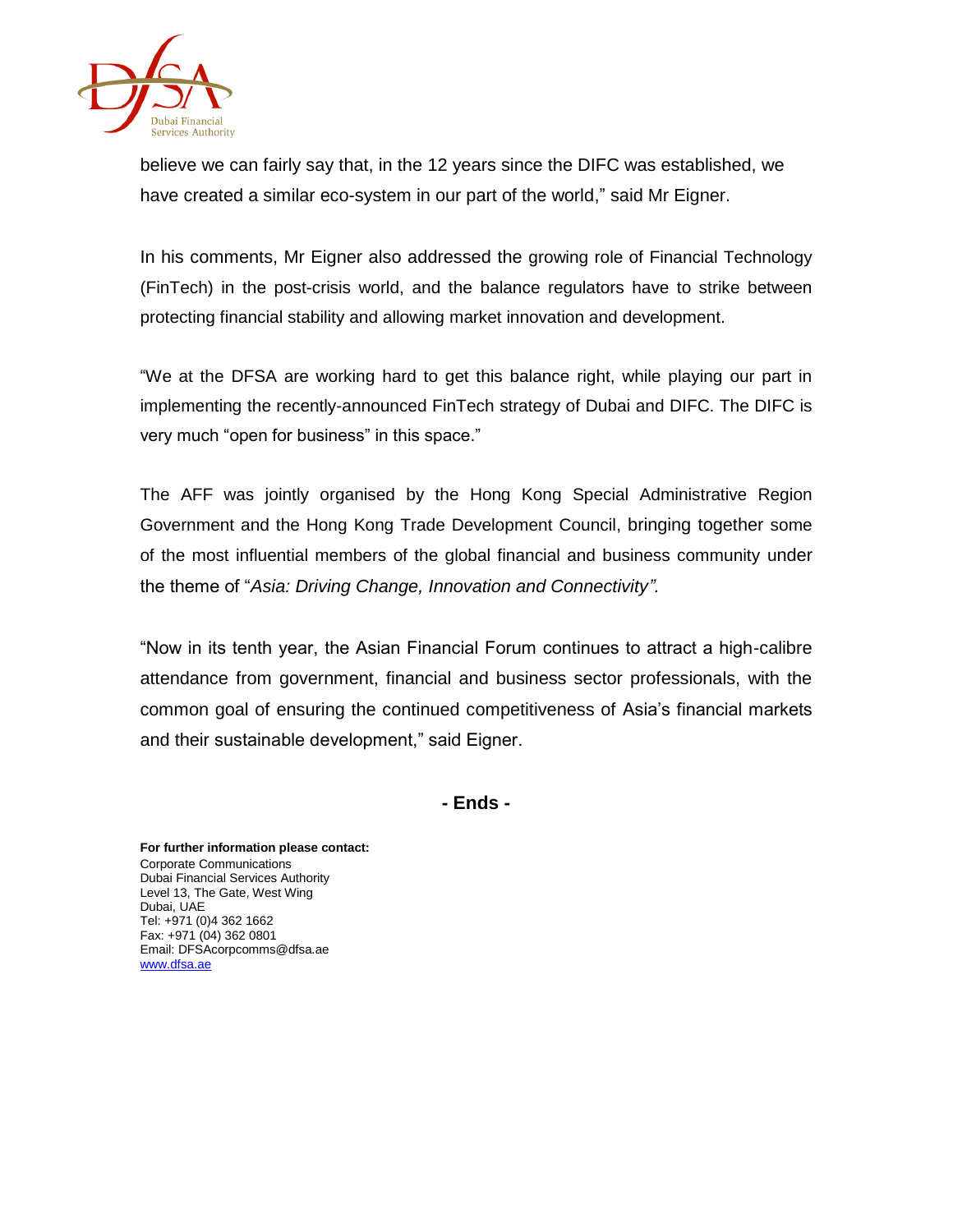believe we can fairly say that, in the 12 years since the DIFC was established, we have created a similar eco-system in our part of the world," said Mr Eigner.

In his comments, Mr Eigner also addressed the growing role of Financial Technology (FinTech) in the post-crisis world, and the balance regulators have to strike between protecting financial stability and allowing market innovation and development.

"We at the DFSA are working hard to get this balance right, while playing our part in implementing the recently-announced FinTech strategy of Dubai and DIFC. The DIFC is very much "open for business" in this space."

The AFF was jointly organised by the Hong Kong Special Administrative Region Government and the Hong Kong Trade Development Council, bringing together some of the most influential members of the global financial and business community under the theme of "*Asia: Driving Change, Innovation and Connectivity".*

"Now in its tenth year, the Asian Financial Forum continues to attract a high-calibre attendance from government, financial and business sector professionals, with the common goal of ensuring the continued competitiveness of Asia's financial markets and their sustainable development," said Eigner.

**- Ends -**

**For further information please contact:**
Corporate Communications
Dubai Financial Services Authority
Level 13, The Gate, West Wing
Dubai, UAE
Tel: +971 (0)4 362 1662
Fax: +971 (04) 362 0801
Email: DFSAcorpcomms@dfsa.ae
www.dfsa.ae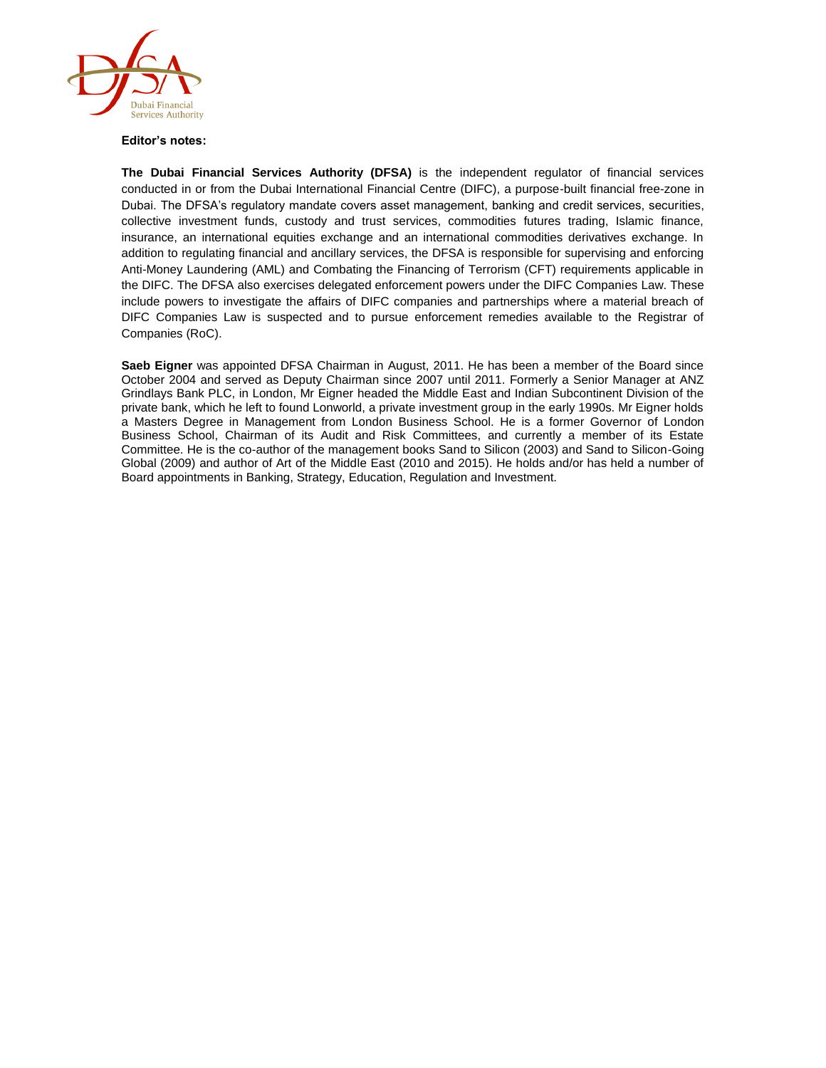**Editor's notes:**

**The Dubai Financial Services Authority (DFSA)** is the independent regulator of financial services conducted in or from the Dubai International Financial Centre (DIFC), a purpose-built financial free-zone in Dubai. The DFSA's regulatory mandate covers asset management, banking and credit services, securities, collective investment funds, custody and trust services, commodities futures trading, Islamic finance, insurance, an international equities exchange and an international commodities derivatives exchange. In addition to regulating financial and ancillary services, the DFSA is responsible for supervising and enforcing Anti-Money Laundering (AML) and Combating the Financing of Terrorism (CFT) requirements applicable in the DIFC. The DFSA also exercises delegated enforcement powers under the DIFC Companies Law. These include powers to investigate the affairs of DIFC companies and partnerships where a material breach of DIFC Companies Law is suspected and to pursue enforcement remedies available to the Registrar of Companies (RoC).

**Saeb Eigner** was appointed DFSA Chairman in August, 2011. He has been a member of the Board since October 2004 and served as Deputy Chairman since 2007 until 2011. Formerly a Senior Manager at ANZ Grindlays Bank PLC, in London, Mr Eigner headed the Middle East and Indian Subcontinent Division of the private bank, which he left to found Lonworld, a private investment group in the early 1990s. Mr Eigner holds a Masters Degree in Management from London Business School. He is a former Governor of London Business School, Chairman of its Audit and Risk Committees, and currently a member of its Estate Committee. He is the co-author of the management books Sand to Silicon (2003) and Sand to Silicon-Going Global (2009) and author of Art of the Middle East (2010 and 2015). He holds and/or has held a number of Board appointments in Banking, Strategy, Education, Regulation and Investment.